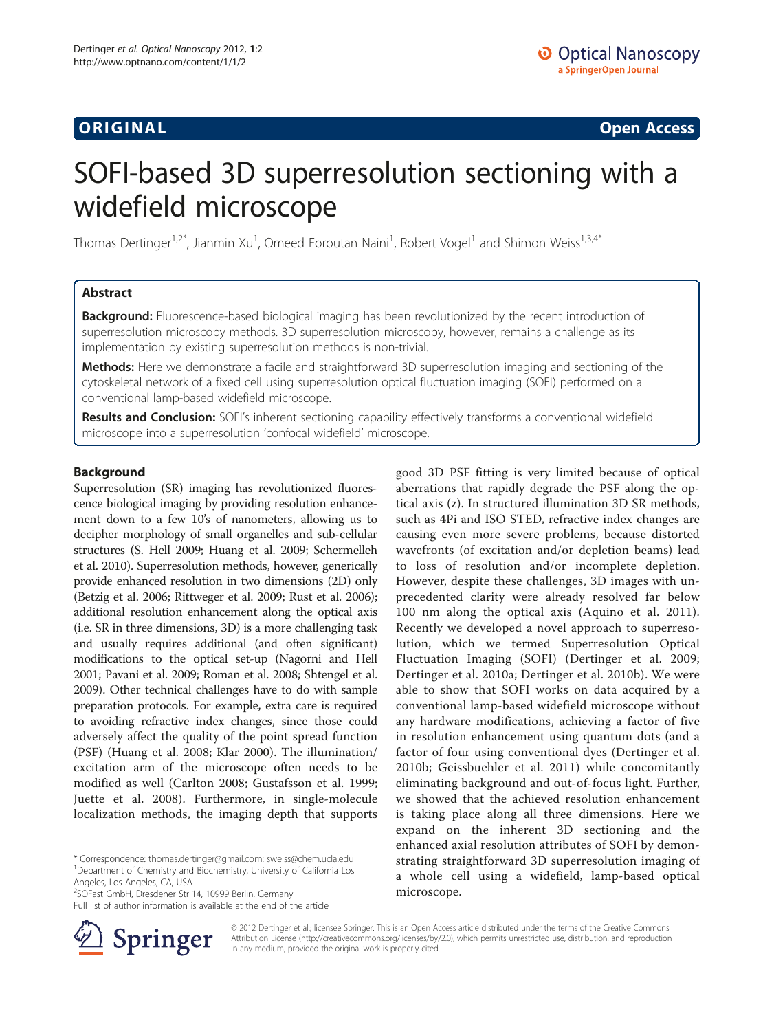**ORIGINAL** **Open Access**

# SOFI-based 3D superresolution sectioning with a widefield microscope

Thomas Dertinger[1,2*], Jianmin Xu[1], Omeed Foroutan Naini[1], Robert Vogel[1] and Shimon Weiss[1,3,4*]

## Abstract

**Background:** Fluorescence-based biological imaging has been revolutionized by the recent introduction of superresolution microscopy methods. 3D superresolution microscopy, however, remains a challenge as its implementation by existing superresolution methods is non-trivial.

**Methods:** Here we demonstrate a facile and straightforward 3D superresolution imaging and sectioning of the cytoskeletal network of a fixed cell using superresolution optical fluctuation imaging (SOFI) performed on a conventional lamp-based widefield microscope.

**Results and Conclusion:** SOFI's inherent sectioning capability effectively transforms a conventional widefield microscope into a superresolution 'confocal widefield' microscope.

## Background

Superresolution (SR) imaging has revolutionized fluorescence biological imaging by providing resolution enhancement down to a few 10's of nanometers, allowing us to decipher morphology of small organelles and sub-cellular structures (S. Hell 2009; Huang et al. 2009; Schermelleh et al. 2010). Superresolution methods, however, generically provide enhanced resolution in two dimensions (2D) only (Betzig et al. 2006; Rittweger et al. 2009; Rust et al. 2006); additional resolution enhancement along the optical axis (i.e. SR in three dimensions, 3D) is a more challenging task and usually requires additional (and often significant) modifications to the optical set-up (Nagorni and Hell 2001; Pavani et al. 2009; Roman et al. 2008; Shtengel et al. 2009). Other technical challenges have to do with sample preparation protocols. For example, extra care is required to avoiding refractive index changes, since those could adversely affect the quality of the point spread function (PSF) (Huang et al. 2008; Klar 2000). The illumination/excitation arm of the microscope often needs to be modified as well (Carlton 2008; Gustafsson et al. 1999; Juette et al. 2008). Furthermore, in single-molecule localization methods, the imaging depth that supports good 3D PSF fitting is very limited because of optical aberrations that rapidly degrade the PSF along the optical axis (z). In structured illumination 3D SR methods, such as 4Pi and ISO STED, refractive index changes are causing even more severe problems, because distorted wavefronts (of excitation and/or depletion beams) lead to loss of resolution and/or incomplete depletion. However, despite these challenges, 3D images with unprecedented clarity were already resolved far below 100 nm along the optical axis (Aquino et al. 2011). Recently we developed a novel approach to superresolution, which we termed Superresolution Optical Fluctuation Imaging (SOFI) (Dertinger et al. 2009; Dertinger et al. 2010a; Dertinger et al. 2010b). We were able to show that SOFI works on data acquired by a conventional lamp-based widefield microscope without any hardware modifications, achieving a factor of five in resolution enhancement using quantum dots (and a factor of four using conventional dyes (Dertinger et al. 2010b; Geissbuehler et al. 2011) while concomitantly eliminating background and out-of-focus light. Further, we showed that the achieved resolution enhancement is taking place along all three dimensions. Here we expand on the inherent 3D sectioning and the enhanced axial resolution attributes of SOFI by demonstrating straightforward 3D superresolution imaging of a whole cell using a widefield, lamp-based optical microscope.

\* Correspondence: thomas.dertinger@gmail.com; sweiss@chem.ucla.edu
[1]Department of Chemistry and Biochemistry, University of California Los Angeles, Los Angeles, CA, USA
[2]SOFast GmbH, Dresdener Str 14, 10999 Berlin, Germany
Full list of author information is available at the end of the article

© 2012 Dertinger et al.; licensee Springer. This is an Open Access article distributed under the terms of the Creative Commons Attribution License (http://creativecommons.org/licenses/by/2.0), which permits unrestricted use, distribution, and reproduction in any medium, provided the original work is properly cited.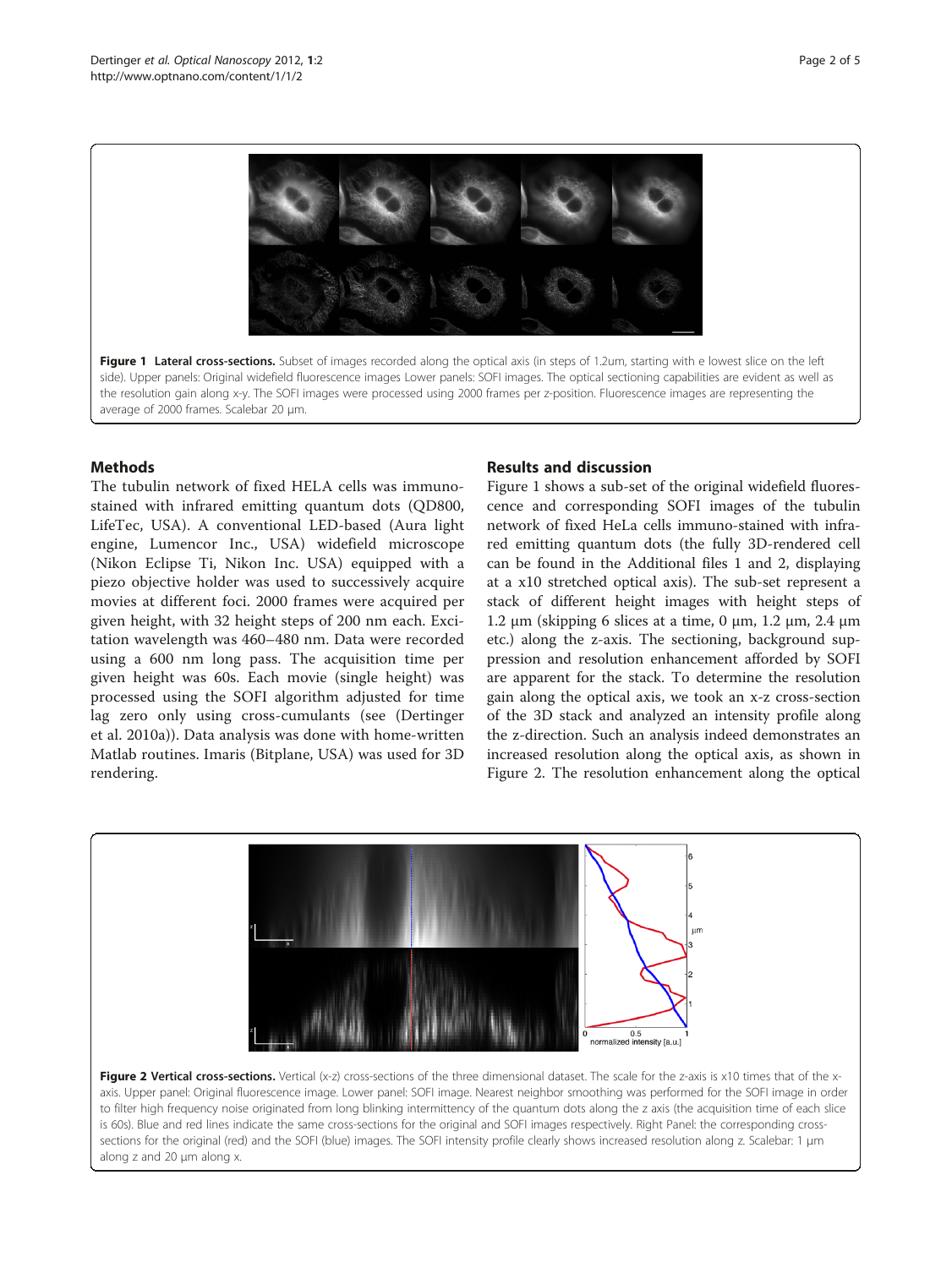**Figure 1 Lateral cross-sections.** Subset of images recorded along the optical axis (in steps of 1.2um, starting with e lowest slice on the left side). Upper panels: Original widefield fluorescence images Lower panels: SOFI images. The optical sectioning capabilities are evident as well as the resolution gain along x-y. The SOFI images were processed using 2000 frames per z-position. Fluorescence images are representing the average of 2000 frames. Scalebar 20 μm.

## Methods

The tubulin network of fixed HELA cells was immunostained with infrared emitting quantum dots (QD800, LifeTec, USA). A conventional LED-based (Aura light engine, Lumencor Inc., USA) widefield microscope (Nikon Eclipse Ti, Nikon Inc. USA) equipped with a piezo objective holder was used to successively acquire movies at different foci. 2000 frames were acquired per given height, with 32 height steps of 200 nm each. Excitation wavelength was 460–480 nm. Data were recorded using a 600 nm long pass. The acquisition time per given height was 60s. Each movie (single height) was processed using the SOFI algorithm adjusted for time lag zero only using cross-cumulants (see (Dertinger et al. 2010a)). Data analysis was done with home-written Matlab routines. Imaris (Bitplane, USA) was used for 3D rendering.

## Results and discussion

Figure 1 shows a sub-set of the original widefield fluorescence and corresponding SOFI images of the tubulin network of fixed HeLa cells immuno-stained with infrared emitting quantum dots (the fully 3D-rendered cell can be found in the Additional files 1 and 2, displaying at a x10 stretched optical axis). The sub-set represent a stack of different height images with height steps of 1.2 μm (skipping 6 slices at a time, 0 μm, 1.2 μm, 2.4 μm etc.) along the z-axis. The sectioning, background suppression and resolution enhancement afforded by SOFI are apparent for the stack. To determine the resolution gain along the optical axis, we took an x-z cross-section of the 3D stack and analyzed an intensity profile along the z-direction. Such an analysis indeed demonstrates an increased resolution along the optical axis, as shown in Figure 2. The resolution enhancement along the optical

**Figure 2 Vertical cross-sections.** Vertical (x-z) cross-sections of the three dimensional dataset. The scale for the z-axis is x10 times that of the x-axis. Upper panel: Original fluorescence image. Lower panel: SOFI image. Nearest neighbor smoothing was performed for the SOFI image in order to filter high frequency noise originated from long blinking intermittency of the quantum dots along the z axis (the acquisition time of each slice is 60s). Blue and red lines indicate the same cross-sections for the original and SOFI images respectively. Right Panel: the corresponding cross-sections for the original (red) and the SOFI (blue) images. The SOFI intensity profile clearly shows increased resolution along z. Scalebar: 1 μm along z and 20 μm along x.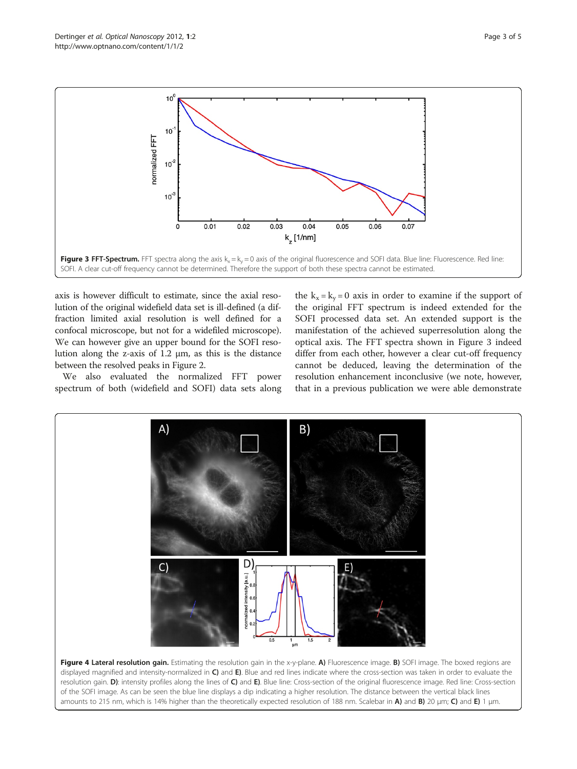**Figure 3 FFT-Spectrum.** FFT spectra along the axis $k_x = k_y = 0$ axis of the original fluorescence and SOFI data. Blue line: Fluorescence. Red line: SOFI. A clear cut-off frequency cannot be determined. Therefore the support of both these spectra cannot be estimated.

axis is however difficult to estimate, since the axial resolution of the original widefield data set is ill-defined (a diffraction limited axial resolution is well defined for a confocal microscope, but not for a widefiled microscope). We can however give an upper bound for the SOFI resolution along the z-axis of 1.2 μm, as this is the distance between the resolved peaks in Figure 2.

We also evaluated the normalized FFT power spectrum of both (widefield and SOFI) data sets along the $k_x = k_y = 0$ axis in order to examine if the support of the original FFT spectrum is indeed extended for the SOFI processed data set. An extended support is the manifestation of the achieved superresolution along the optical axis. The FFT spectra shown in Figure 3 indeed differ from each other, however a clear cut-off frequency cannot be deduced, leaving the determination of the resolution enhancement inconclusive (we note, however, that in a previous publication we were able demonstrate

**Figure 4 Lateral resolution gain.** Estimating the resolution gain in the x-y-plane. **A)** Fluorescence image. **B)** SOFI image. The boxed regions are displayed magnified and intensity-normalized in **C)** and **E)**. Blue and red lines indicate where the cross-section was taken in order to evaluate the resolution gain. **D)**: intensity profiles along the lines of **C)** and **E)**. Blue line: Cross-section of the original fluorescence image. Red line: Cross-section of the SOFI image. As can be seen the blue line displays a dip indicating a higher resolution. The distance between the vertical black lines amounts to 215 nm, which is 14% higher than the theoretically expected resolution of 188 nm. Scalebar in **A)** and **B)** 20 μm; **C)** and **E)** 1 μm.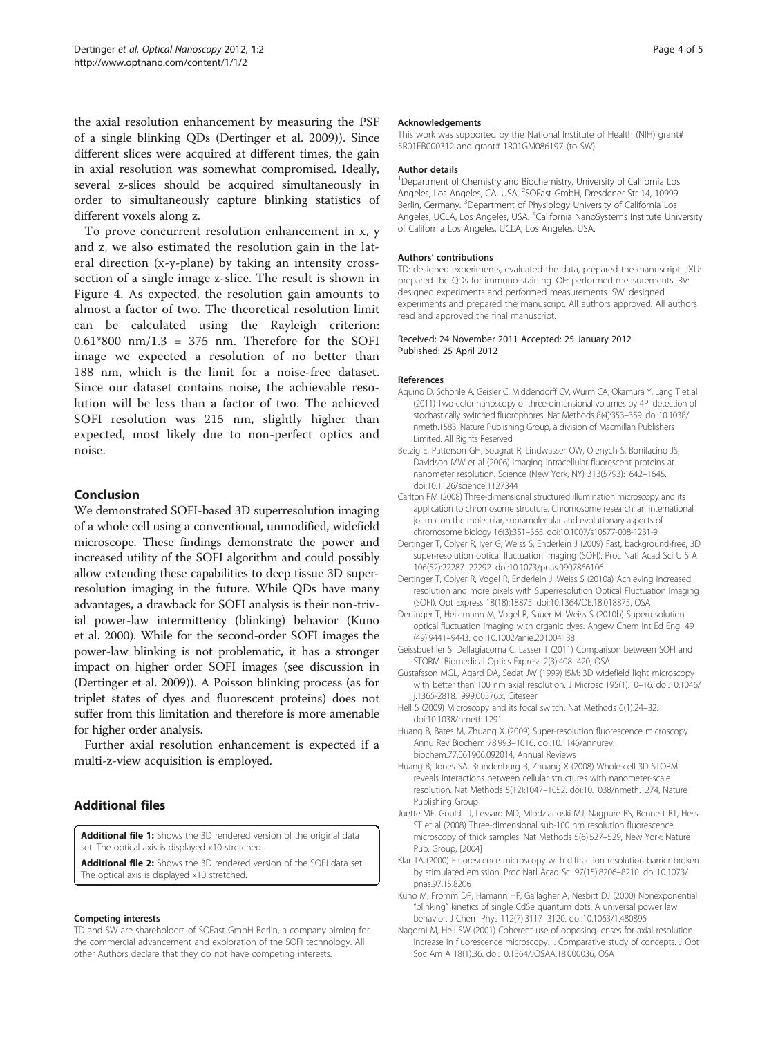the axial resolution enhancement by measuring the PSF of a single blinking QDs (Dertinger et al. 2009)). Since different slices were acquired at different times, the gain in axial resolution was somewhat compromised. Ideally, several z-slices should be acquired simultaneously in order to simultaneously capture blinking statistics of different voxels along z.

To prove concurrent resolution enhancement in x, y and z, we also estimated the resolution gain in the lateral direction (x-y-plane) by taking an intensity cross-section of a single image z-slice. The result is shown in Figure 4. As expected, the resolution gain amounts to almost a factor of two. The theoretical resolution limit can be calculated using the Rayleigh criterion: $0.61*800\ \text{nm}/1.3 = 375\ \text{nm}$. Therefore for the SOFI image we expected a resolution of no better than 188 nm, which is the limit for a noise-free dataset. Since our dataset contains noise, the achievable resolution will be less than a factor of two. The achieved SOFI resolution was 215 nm, slightly higher than expected, most likely due to non-perfect optics and noise.

## Conclusion

We demonstrated SOFI-based 3D superresolution imaging of a whole cell using a conventional, unmodified, widefield microscope. These findings demonstrate the power and increased utility of the SOFI algorithm and could possibly allow extending these capabilities to deep tissue 3D super-resolution imaging in the future. While QDs have many advantages, a drawback for SOFI analysis is their non-trivial power-law intermittency (blinking) behavior (Kuno et al. 2000). While for the second-order SOFI images the power-law blinking is not problematic, it has a stronger impact on higher order SOFI images (see discussion in (Dertinger et al. 2009)). A Poisson blinking process (as for triplet states of dyes and fluorescent proteins) does not suffer from this limitation and therefore is more amenable for higher order analysis.

Further axial resolution enhancement is expected if a multi-z-view acquisition is employed.

## Additional files

**Additional file 1:** Shows the 3D rendered version of the original data set. The optical axis is displayed x10 stretched.

**Additional file 2:** Shows the 3D rendered version of the SOFI data set. The optical axis is displayed x10 stretched.

#### Competing interests

TD and SW are shareholders of SOFast GmbH Berlin, a company aiming for the commercial advancement and exploration of the SOFI technology. All other Authors declare that they do not have competing interests.

#### Acknowledgements

This work was supported by the National Institute of Health (NIH) grant# 5R01EB000312 and grant# 1R01GM086197 (to SW).

#### Author details

[1]Department of Chemistry and Biochemistry, University of California Los Angeles, Los Angeles, CA, USA. [2]SOFast GmbH, Dresdener Str 14, 10999 Berlin, Germany. [3]Department of Physiology University of California Los Angeles, UCLA, Los Angeles, USA. [4]California NanoSystems Institute University of California Los Angeles, UCLA, Los Angeles, USA.

#### Authors' contributions

TD: designed experiments, evaluated the data, prepared the manuscript. JXU: prepared the QDs for immuno-staining. OF: performed measurements. RV: designed experiments and performed measurements. SW: designed experiments and prepared the manuscript. All authors approved. All authors read and approved the final manuscript.

Received: 24 November 2011 Accepted: 25 January 2012
Published: 25 April 2012

#### References

Aquino D, Schönle A, Geisler C, Middendorff CV, Wurm CA, Okamura Y, Lang T et al (2011) Two-color nanoscopy of three-dimensional volumes by 4Pi detection of stochastically switched fluorophores. Nat Methods 8(4):353–359. doi:10.1038/nmeth.1583, Nature Publishing Group, a division of Macmillan Publishers Limited. All Rights Reserved

Betzig E, Patterson GH, Sougrat R, Lindwasser OW, Olenych S, Bonifacino JS, Davidson MW et al (2006) Imaging intracellular fluorescent proteins at nanometer resolution. Science (New York, NY) 313(5793):1642–1645. doi:10.1126/science.1127344

Carlton PM (2008) Three-dimensional structured illumination microscopy and its application to chromosome structure. Chromosome research: an international journal on the molecular, supramolecular and evolutionary aspects of chromosome biology 16(3):351–365. doi:10.1007/s10577-008-1231-9

Dertinger T, Colyer R, Iyer G, Weiss S, Enderlein J (2009) Fast, background-free, 3D super-resolution optical fluctuation imaging (SOFI). Proc Natl Acad Sci U S A 106(52):22287–22292. doi:10.1073/pnas.0907866106

Dertinger T, Colyer R, Vogel R, Enderlein J, Weiss S (2010a) Achieving increased resolution and more pixels with Superresolution Optical Fluctuation Imaging (SOFI). Opt Express 18(18):18875. doi:10.1364/OE.18.018875, OSA

Dertinger T, Heilemann M, Vogel R, Sauer M, Weiss S (2010b) Superresolution optical fluctuation imaging with organic dyes. Angew Chem Int Ed Engl 49 (49):9441–9443. doi:10.1002/anie.201004138

Geissbuehler S, Dellagiacoma C, Lasser T (2011) Comparison between SOFI and STORM. Biomedical Optics Express 2(3):408–420, OSA

Gustafsson MGL, Agard DA, Sedat JW (1999) I5M: 3D widefield light microscopy with better than 100 nm axial resolution. J Microsc 195(1):10–16. doi:10.1046/j.1365-2818.1999.00576.x, Citeseer

Hell S (2009) Microscopy and its focal switch. Nat Methods 6(1):24–32. doi:10.1038/nmeth.1291

Huang B, Bates M, Zhuang X (2009) Super-resolution fluorescence microscopy. Annu Rev Biochem 78:993–1016. doi:10.1146/annurev.biochem.77.061906.092014, Annual Reviews

Huang B, Jones SA, Brandenburg B, Zhuang X (2008) Whole-cell 3D STORM reveals interactions between cellular structures with nanometer-scale resolution. Nat Methods 5(12):1047–1052. doi:10.1038/nmeth.1274, Nature Publishing Group

Juette MF, Gould TJ, Lessard MD, Mlodzianoski MJ, Nagpure BS, Bennett BT, Hess ST et al (2008) Three-dimensional sub-100 nm resolution fluorescence microscopy of thick samples. Nat Methods 5(6):527–529, New York: Nature Pub. Group, [2004]

Klar TA (2000) Fluorescence microscopy with diffraction resolution barrier broken by stimulated emission. Proc Natl Acad Sci 97(15):8206–8210. doi:10.1073/pnas.97.15.8206

Kuno M, Fromm DP, Hamann HF, Gallagher A, Nesbitt DJ (2000) Nonexponential "blinking" kinetics of single CdSe quantum dots: A universal power law behavior. J Chem Phys 112(7):3117–3120. doi:10.1063/1.480896

Nagorni M, Hell SW (2001) Coherent use of opposing lenses for axial resolution increase in fluorescence microscopy. I. Comparative study of concepts. J Opt Soc Am A 18(1):36. doi:10.1364/JOSAA.18.000036, OSA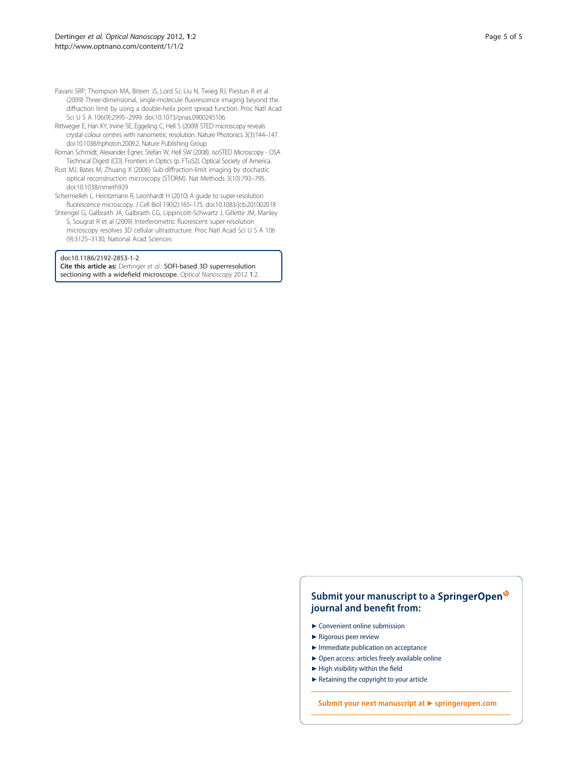Pavani SRP, Thompson MA, Biteen JS, Lord SJ, Liu N, Twieg RJ, Piestun R et al (2009) Three-dimensional, single-molecule fluorescence imaging beyond the diffraction limit by using a double-helix point spread function. Proc Natl Acad Sci U S A 106(9):2995–2999. doi:10.1073/pnas.0900245106

Rittweger E, Han KY, Irvine SE, Eggeling C, Hell S (2009) STED microscopy reveals crystal colour centres with nanometric resolution. Nature Photonics 3(3):144–147. doi:10.1038/nphoton.2009.2, Nature Publishing Group

Roman Schmidt, Alexander Egner, Stefan W, Hell SW (2008). isoSTED Microscopy - OSA Technical Digest (CD). Frontiers in Optics (p. FTuS2). Optical Society of America.

Rust MJ, Bates M, Zhuang X (2006) Sub-diffraction-limit imaging by stochastic optical reconstruction microscopy (STORM). Nat Methods 3(10):793–795. doi:10.1038/nmeth929

Schermelleh L, Heintzmann R, Leonhardt H (2010) A guide to super-resolution fluorescence microscopy. J Cell Biol 190(2):165–175. doi:10.1083/jcb.201002018

Shtengel G, Galbraith JA, Galbraith CG, Lippincott-Schwartz J, Gillette JM, Manley S, Sougrat R et al (2009) Interferometric fluorescent super-resolution microscopy resolves 3D cellular ultrastructure. Proc Natl Acad Sci U S A 106 (9):3125–3130, National Acad Sciences

doi:10.1186/2192-2853-1-2

**Cite this article as:** Dertinger *et al.*: SOFI-based 3D superresolution sectioning with a widefield microscope. *Optical Nanoscopy* 2012 **1**:2.

**Submit your manuscript to a SpringerOpen journal and benefit from:**

- ► Convenient online submission
- ► Rigorous peer review
- ► Immediate publication on acceptance
- ► Open access: articles freely available online
- ► High visibility within the field
- ► Retaining the copyright to your article

**Submit your next manuscript at ► springeropen.com**